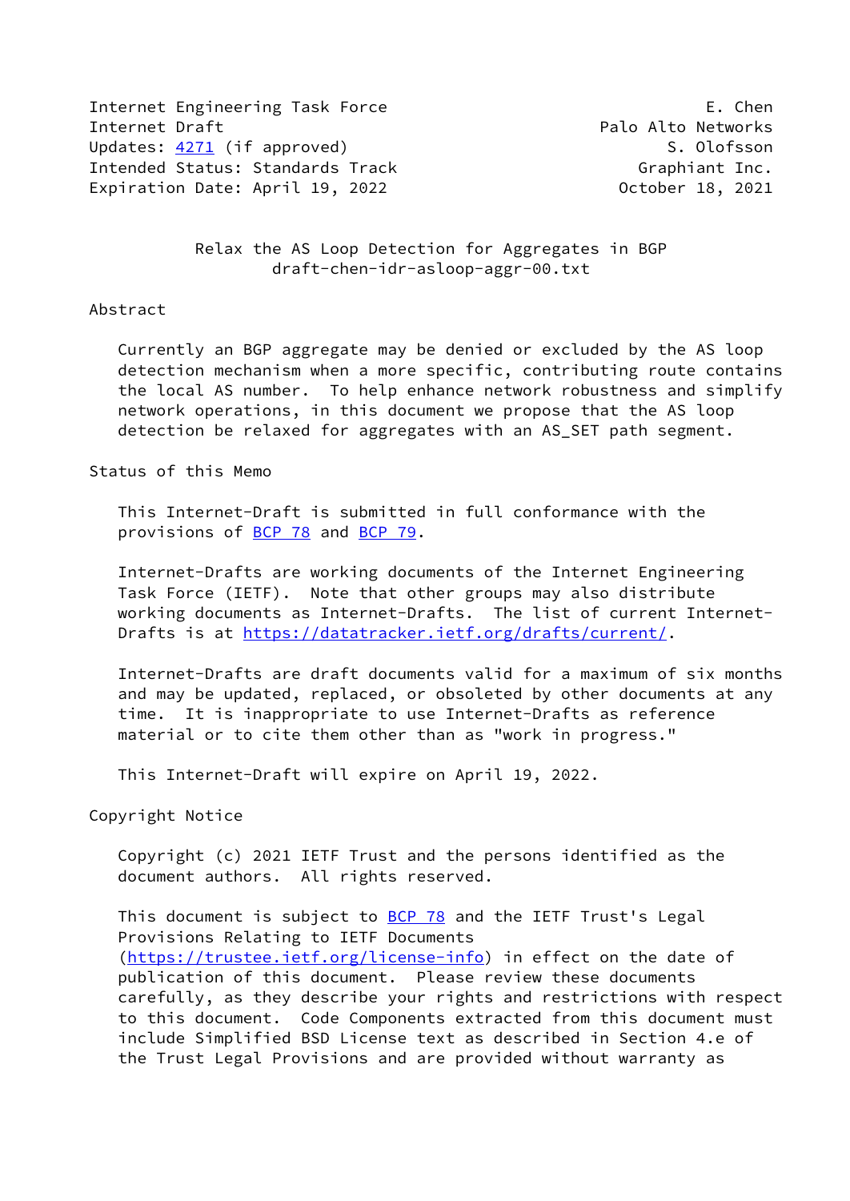Internet Engineering Task Force E. Chen
Internet Draft Palo Alto Networks
Updates: 4271 (if approved) S. Olofsson
Intended Status: Standards Track Graphiant Inc.
Expiration Date: April 19, 2022 October 18, 2021

# Relax the AS Loop Detection for Aggregates in BGP
draft-chen-idr-asloop-aggr-00.txt

## Abstract

Currently an BGP aggregate may be denied or excluded by the AS loop detection mechanism when a more specific, contributing route contains the local AS number. To help enhance network robustness and simplify network operations, in this document we propose that the AS loop detection be relaxed for aggregates with an AS_SET path segment.

## Status of this Memo

This Internet-Draft is submitted in full conformance with the provisions of BCP 78 and BCP 79.

Internet-Drafts are working documents of the Internet Engineering Task Force (IETF). Note that other groups may also distribute working documents as Internet-Drafts. The list of current Internet-Drafts is at https://datatracker.ietf.org/drafts/current/.

Internet-Drafts are draft documents valid for a maximum of six months and may be updated, replaced, or obsoleted by other documents at any time. It is inappropriate to use Internet-Drafts as reference material or to cite them other than as "work in progress."

This Internet-Draft will expire on April 19, 2022.

## Copyright Notice

Copyright (c) 2021 IETF Trust and the persons identified as the document authors. All rights reserved.

This document is subject to BCP 78 and the IETF Trust's Legal Provisions Relating to IETF Documents (https://trustee.ietf.org/license-info) in effect on the date of publication of this document. Please review these documents carefully, as they describe your rights and restrictions with respect to this document. Code Components extracted from this document must include Simplified BSD License text as described in Section 4.e of the Trust Legal Provisions and are provided without warranty as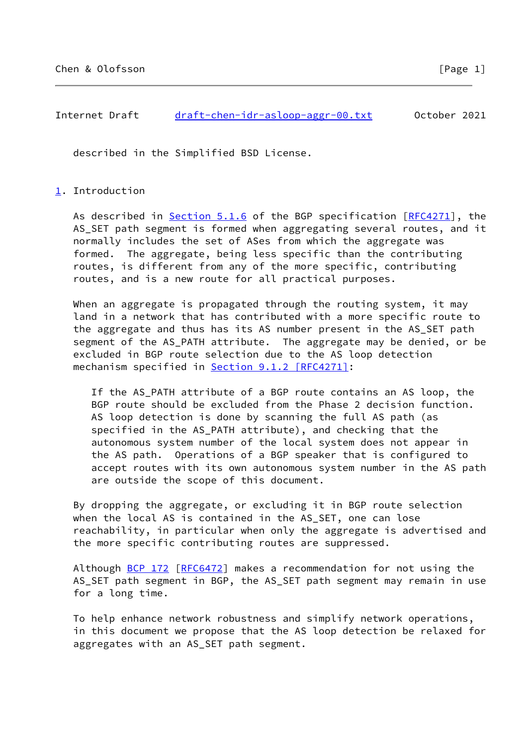described in the Simplified BSD License.

## 1. Introduction

As described in Section 5.1.6 of the BGP specification [RFC4271], the AS_SET path segment is formed when aggregating several routes, and it normally includes the set of ASes from which the aggregate was formed. The aggregate, being less specific than the contributing routes, is different from any of the more specific, contributing routes, and is a new route for all practical purposes.

When an aggregate is propagated through the routing system, it may land in a network that has contributed with a more specific route to the aggregate and thus has its AS number present in the AS_SET path segment of the AS_PATH attribute. The aggregate may be denied, or be excluded in BGP route selection due to the AS loop detection mechanism specified in Section 9.1.2 [RFC4271]:

> If the AS_PATH attribute of a BGP route contains an AS loop, the BGP route should be excluded from the Phase 2 decision function. AS loop detection is done by scanning the full AS path (as specified in the AS_PATH attribute), and checking that the autonomous system number of the local system does not appear in the AS path. Operations of a BGP speaker that is configured to accept routes with its own autonomous system number in the AS path are outside the scope of this document.

By dropping the aggregate, or excluding it in BGP route selection when the local AS is contained in the AS_SET, one can lose reachability, in particular when only the aggregate is advertised and the more specific contributing routes are suppressed.

Although BCP 172 [RFC6472] makes a recommendation for not using the AS_SET path segment in BGP, the AS_SET path segment may remain in use for a long time.

To help enhance network robustness and simplify network operations, in this document we propose that the AS loop detection be relaxed for aggregates with an AS_SET path segment.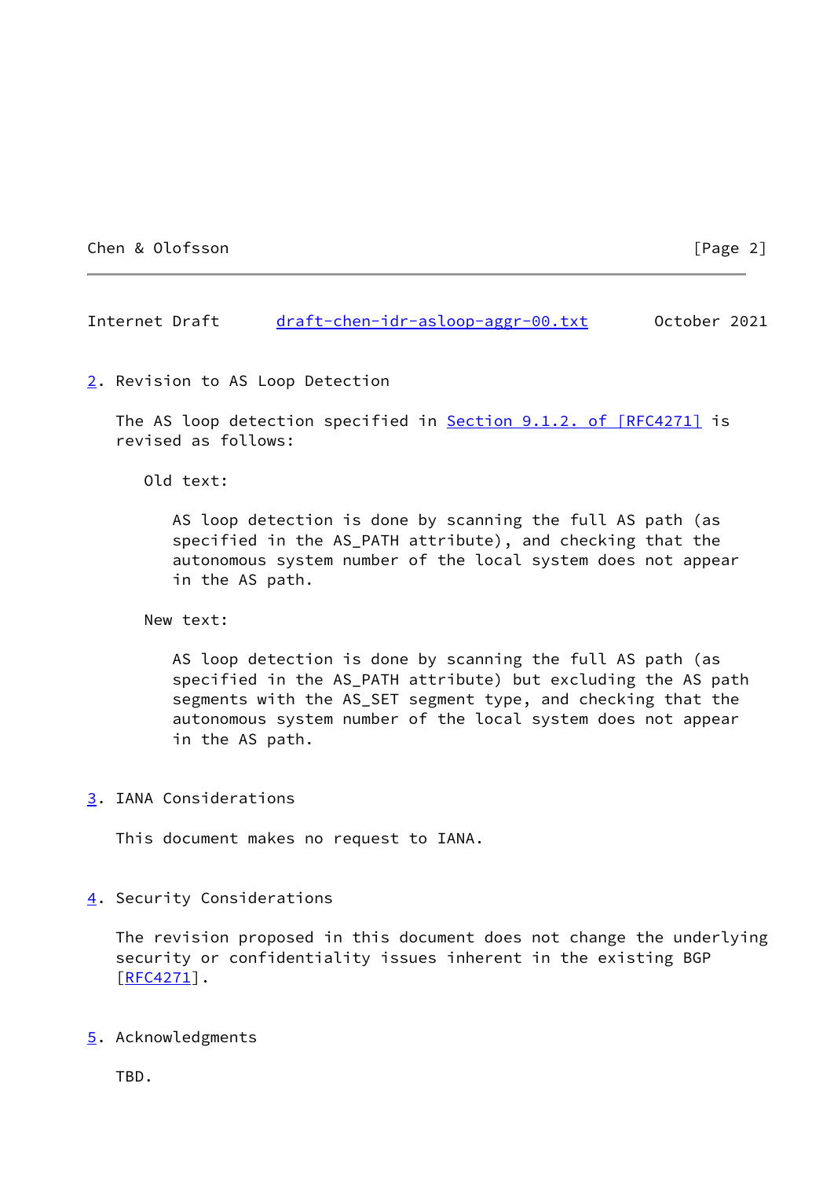## 2. Revision to AS Loop Detection

The AS loop detection specified in Section 9.1.2. of [RFC4271] is revised as follows:

Old text:

> AS loop detection is done by scanning the full AS path (as specified in the AS_PATH attribute), and checking that the autonomous system number of the local system does not appear in the AS path.

New text:

> AS loop detection is done by scanning the full AS path (as specified in the AS_PATH attribute) but excluding the AS path segments with the AS_SET segment type, and checking that the autonomous system number of the local system does not appear in the AS path.

## 3. IANA Considerations

This document makes no request to IANA.

## 4. Security Considerations

The revision proposed in this document does not change the underlying security or confidentiality issues inherent in the existing BGP [RFC4271].

## 5. Acknowledgments

TBD.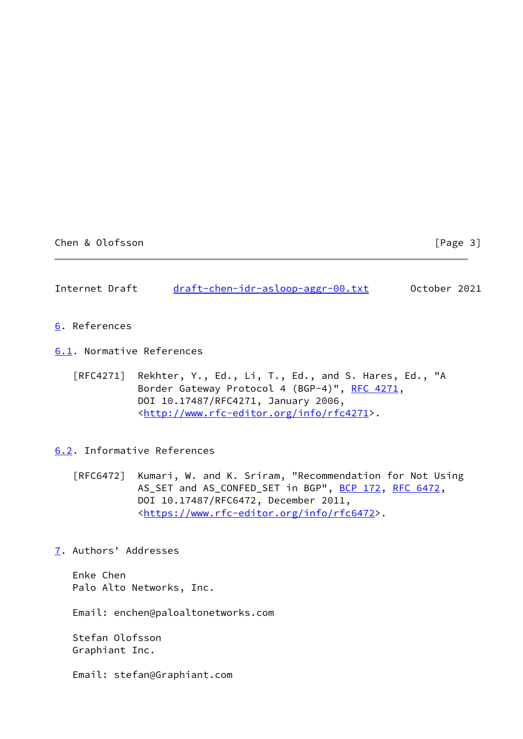## 6. References

### 6.1. Normative References

[RFC4271] Rekhter, Y., Ed., Li, T., Ed., and S. Hares, Ed., "A Border Gateway Protocol 4 (BGP-4)", RFC 4271, DOI 10.17487/RFC4271, January 2006, <http://www.rfc-editor.org/info/rfc4271>.

### 6.2. Informative References

[RFC6472] Kumari, W. and K. Sriram, "Recommendation for Not Using AS_SET and AS_CONFED_SET in BGP", BCP 172, RFC 6472, DOI 10.17487/RFC6472, December 2011, <https://www.rfc-editor.org/info/rfc6472>.

## 7. Authors' Addresses

Enke Chen
Palo Alto Networks, Inc.

Email: enchen@paloaltonetworks.com

Stefan Olofsson
Graphiant Inc.

Email: stefan@Graphiant.com